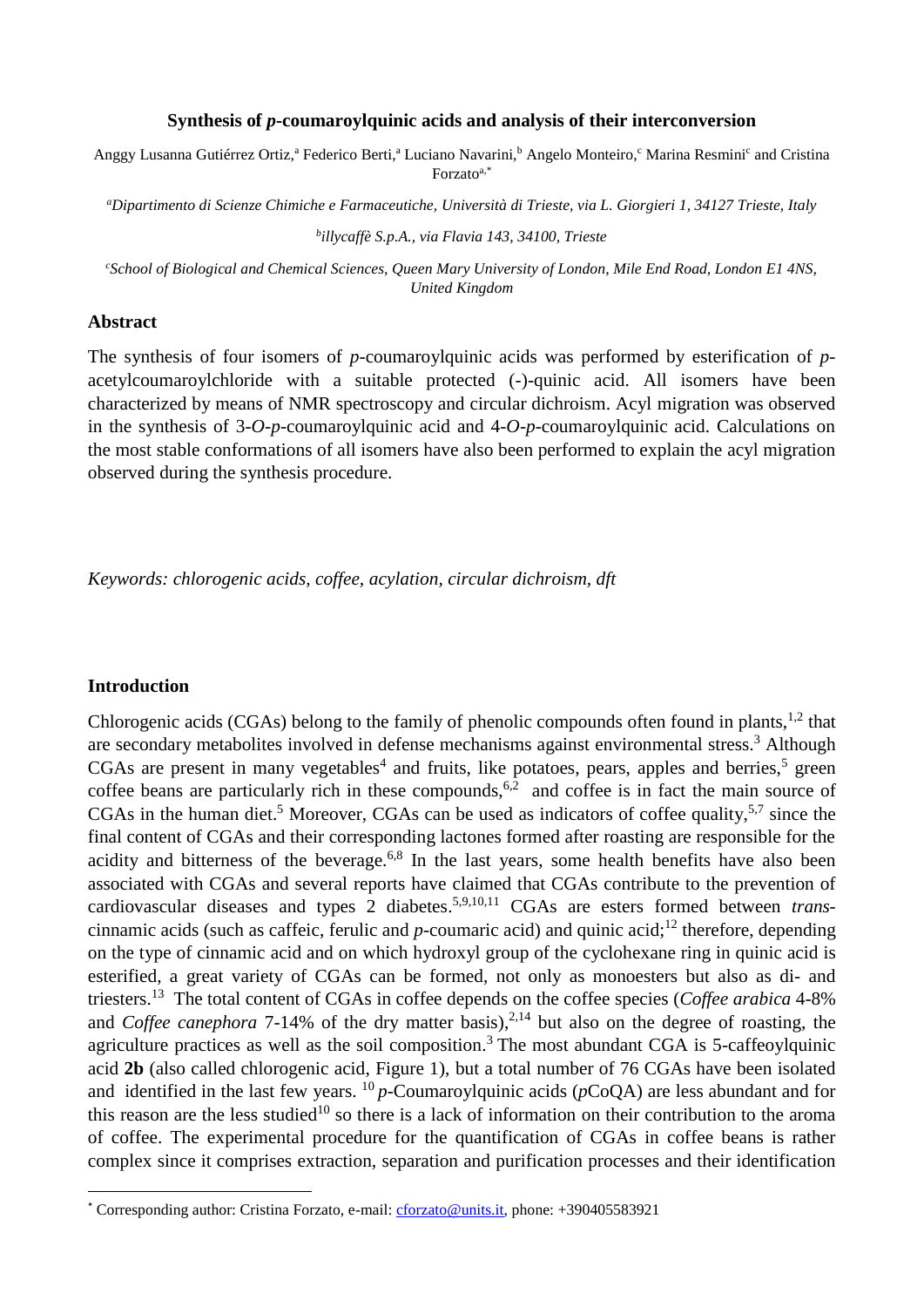# Synthesis of *p*-coumaroylquinic acids and analysis of their interconversion

Anggy Lusanna Gutiérrez Ortiz,[a] Federico Berti,[a] Luciano Navarini,[b] Angelo Monteiro,[c] Marina Resmini[c] and Cristina Forzato[a,*]

[a]*Dipartimento di Scienze Chimiche e Farmaceutiche, Università di Trieste, via L. Giorgieri 1, 34127 Trieste, Italy*

[b]*illycaffè S.p.A., via Flavia 143, 34100, Trieste*

[c]*School of Biological and Chemical Sciences, Queen Mary University of London, Mile End Road, London E1 4NS, United Kingdom*

## Abstract

The synthesis of four isomers of *p*-coumaroylquinic acids was performed by esterification of *p*-acetylcoumaroylchloride with a suitable protected (-)-quinic acid. All isomers have been characterized by means of NMR spectroscopy and circular dichroism. Acyl migration was observed in the synthesis of 3-*O*-*p*-coumaroylquinic acid and 4-*O*-*p*-coumaroylquinic acid. Calculations on the most stable conformations of all isomers have also been performed to explain the acyl migration observed during the synthesis procedure.

*Keywords: chlorogenic acids, coffee, acylation, circular dichroism, dft*

## Introduction

Chlorogenic acids (CGAs) belong to the family of phenolic compounds often found in plants,[1,2] that are secondary metabolites involved in defense mechanisms against environmental stress.[3] Although CGAs are present in many vegetables[4] and fruits, like potatoes, pears, apples and berries,[5] green coffee beans are particularly rich in these compounds,[6,2] and coffee is in fact the main source of CGAs in the human diet.[5] Moreover, CGAs can be used as indicators of coffee quality,[5,7] since the final content of CGAs and their corresponding lactones formed after roasting are responsible for the acidity and bitterness of the beverage.[6,8] In the last years, some health benefits have also been associated with CGAs and several reports have claimed that CGAs contribute to the prevention of cardiovascular diseases and types 2 diabetes.[5,9,10,11] CGAs are esters formed between *trans*-cinnamic acids (such as caffeic, ferulic and *p*-coumaric acid) and quinic acid;[12] therefore, depending on the type of cinnamic acid and on which hydroxyl group of the cyclohexane ring in quinic acid is esterified, a great variety of CGAs can be formed, not only as monoesters but also as di- and triesters.[13] The total content of CGAs in coffee depends on the coffee species (*Coffee arabica* 4-8% and *Coffee canephora* 7-14% of the dry matter basis),[2,14] but also on the degree of roasting, the agriculture practices as well as the soil composition.[3] The most abundant CGA is 5-caffeoylquinic acid **2b** (also called chlorogenic acid, Figure 1), but a total number of 76 CGAs have been isolated and identified in the last few years. [10] *p*-Coumaroylquinic acids (*p*CoQA) are less abundant and for this reason are the less studied[10] so there is a lack of information on their contribution to the aroma of coffee. The experimental procedure for the quantification of CGAs in coffee beans is rather complex since it comprises extraction, separation and purification processes and their identification

[*] Corresponding author: Cristina Forzato, e-mail: cforzato@units.it, phone: +390405583921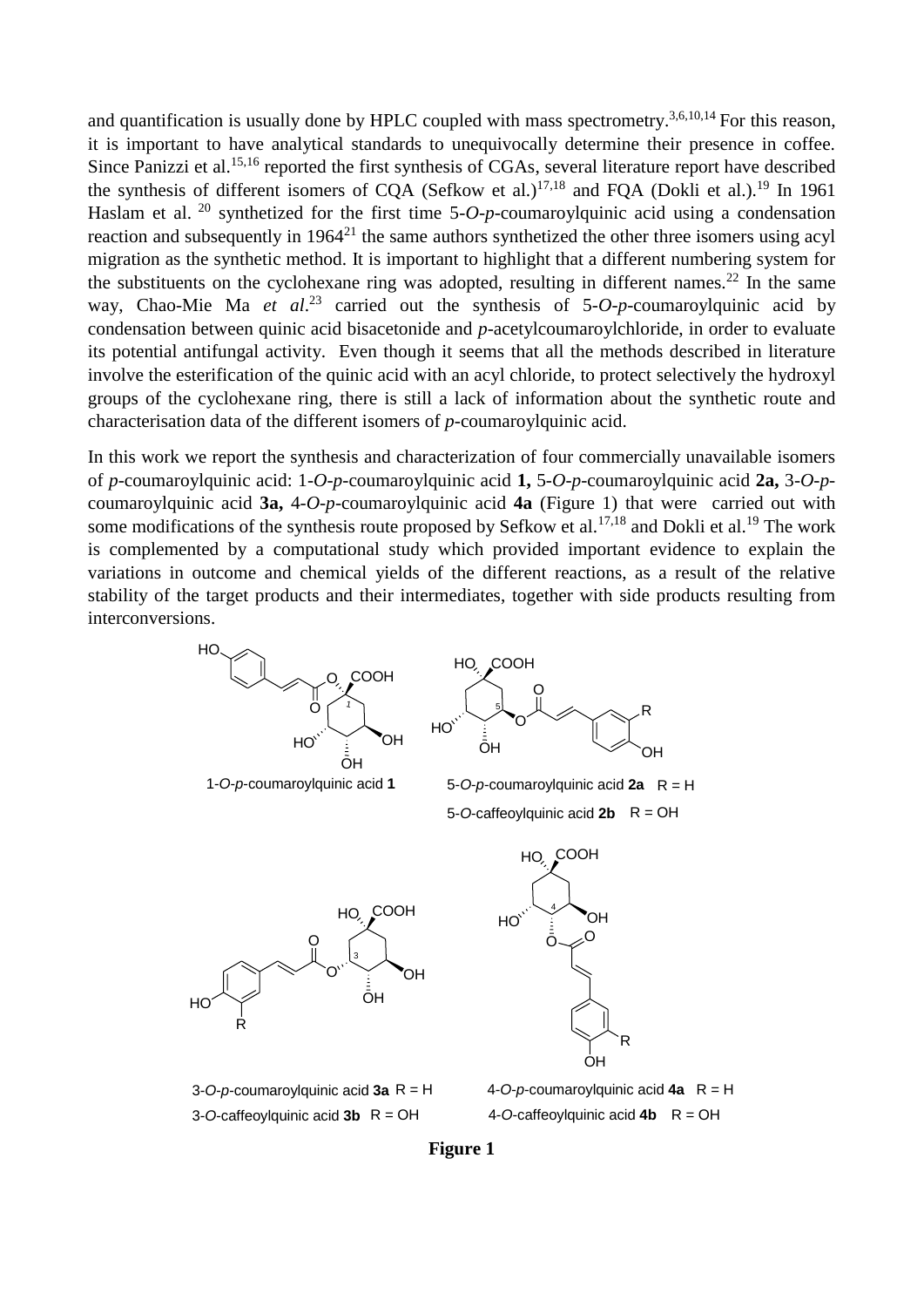and quantification is usually done by HPLC coupled with mass spectrometry.[3,6,10,14] For this reason, it is important to have analytical standards to unequivocally determine their presence in coffee. Since Panizzi et al.[15,16] reported the first synthesis of CGAs, several literature report have described the synthesis of different isomers of CQA (Sefkow et al.)[17,18] and FQA (Dokli et al.).[19] In 1961 Haslam et al. [20] synthetized for the first time 5-*O*-*p*-coumaroylquinic acid using a condensation reaction and subsequently in 1964[21] the same authors synthetized the other three isomers using acyl migration as the synthetic method. It is important to highlight that a different numbering system for the substituents on the cyclohexane ring was adopted, resulting in different names.[22] In the same way, Chao-Mie Ma *et al*.[23] carried out the synthesis of 5-*O*-*p*-coumaroylquinic acid by condensation between quinic acid bisacetonide and *p*-acetylcoumaroylchloride, in order to evaluate its potential antifungal activity. Even though it seems that all the methods described in literature involve the esterification of the quinic acid with an acyl chloride, to protect selectively the hydroxyl groups of the cyclohexane ring, there is still a lack of information about the synthetic route and characterisation data of the different isomers of *p*-coumaroylquinic acid.

In this work we report the synthesis and characterization of four commercially unavailable isomers of *p*-coumaroylquinic acid: 1-*O*-*p*-coumaroylquinic acid **1,** 5-*O*-*p*-coumaroylquinic acid **2a,** 3-*O*-*p*-coumaroylquinic acid **3a,** 4-*O*-*p*-coumaroylquinic acid **4a** (Figure 1) that were carried out with some modifications of the synthesis route proposed by Sefkow et al.[17,18] and Dokli et al.[19] The work is complemented by a computational study which provided important evidence to explain the variations in outcome and chemical yields of the different reactions, as a result of the relative stability of the target products and their intermediates, together with side products resulting from interconversions.

1-*O*-*p*-coumaroylquinic acid **1**

5-*O*-*p*-coumaroylquinic acid **2a** R = H

5-*O*-caffeoylquinic acid **2b** R = OH

3-*O*-*p*-coumaroylquinic acid **3a** R = H

3-*O*-caffeoylquinic acid **3b** R = OH

4-*O*-*p*-coumaroylquinic acid **4a** R = H

4-*O*-caffeoylquinic acid **4b** R = OH

**Figure 1**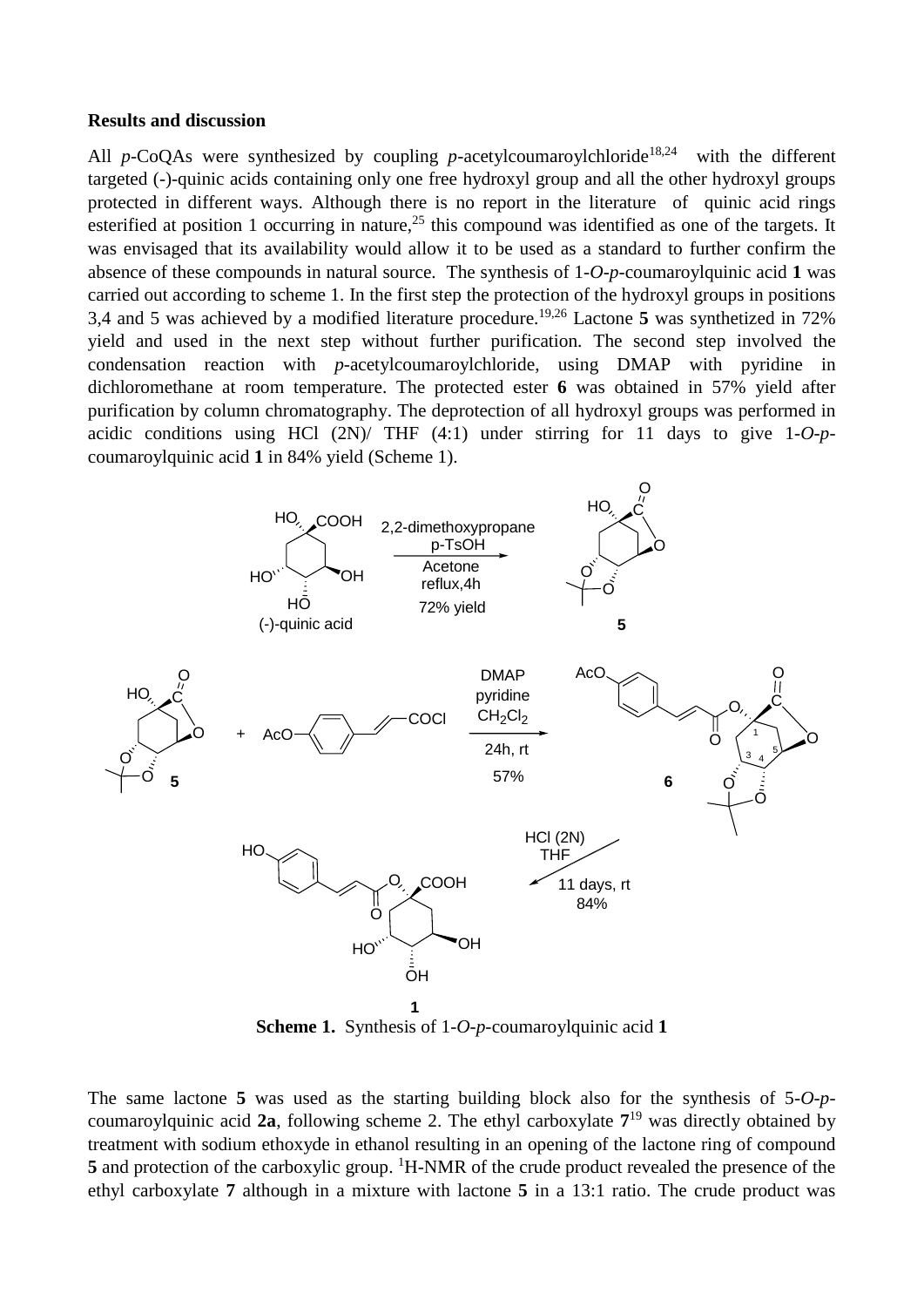**Results and discussion**

All *p*-CoQAs were synthesized by coupling *p*-acetylcoumaroylchloride[18,24] with the different targeted (-)-quinic acids containing only one free hydroxyl group and all the other hydroxyl groups protected in different ways. Although there is no report in the literature of quinic acid rings esterified at position 1 occurring in nature,[25] this compound was identified as one of the targets. It was envisaged that its availability would allow it to be used as a standard to further confirm the absence of these compounds in natural source. The synthesis of 1-*O*-*p*-coumaroylquinic acid **1** was carried out according to scheme 1. In the first step the protection of the hydroxyl groups in positions 3,4 and 5 was achieved by a modified literature procedure.[19,26] Lactone **5** was synthetized in 72% yield and used in the next step without further purification. The second step involved the condensation reaction with *p*-acetylcoumaroylchloride, using DMAP with pyridine in dichloromethane at room temperature. The protected ester **6** was obtained in 57% yield after purification by column chromatography. The deprotection of all hydroxyl groups was performed in acidic conditions using HCl (2N)/ THF (4:1) under stirring for 11 days to give 1-*O*-*p*-coumaroylquinic acid **1** in 84% yield (Scheme 1).

**Scheme 1.** Synthesis of 1-*O*-*p*-coumaroylquinic acid **1**

The same lactone **5** was used as the starting building block also for the synthesis of 5-*O*-*p*-coumaroylquinic acid **2a**, following scheme 2. The ethyl carboxylate **7**[19] was directly obtained by treatment with sodium ethoxyde in ethanol resulting in an opening of the lactone ring of compound **5** and protection of the carboxylic group. $^1$H-NMR of the crude product revealed the presence of the ethyl carboxylate **7** although in a mixture with lactone **5** in a 13:1 ratio. The crude product was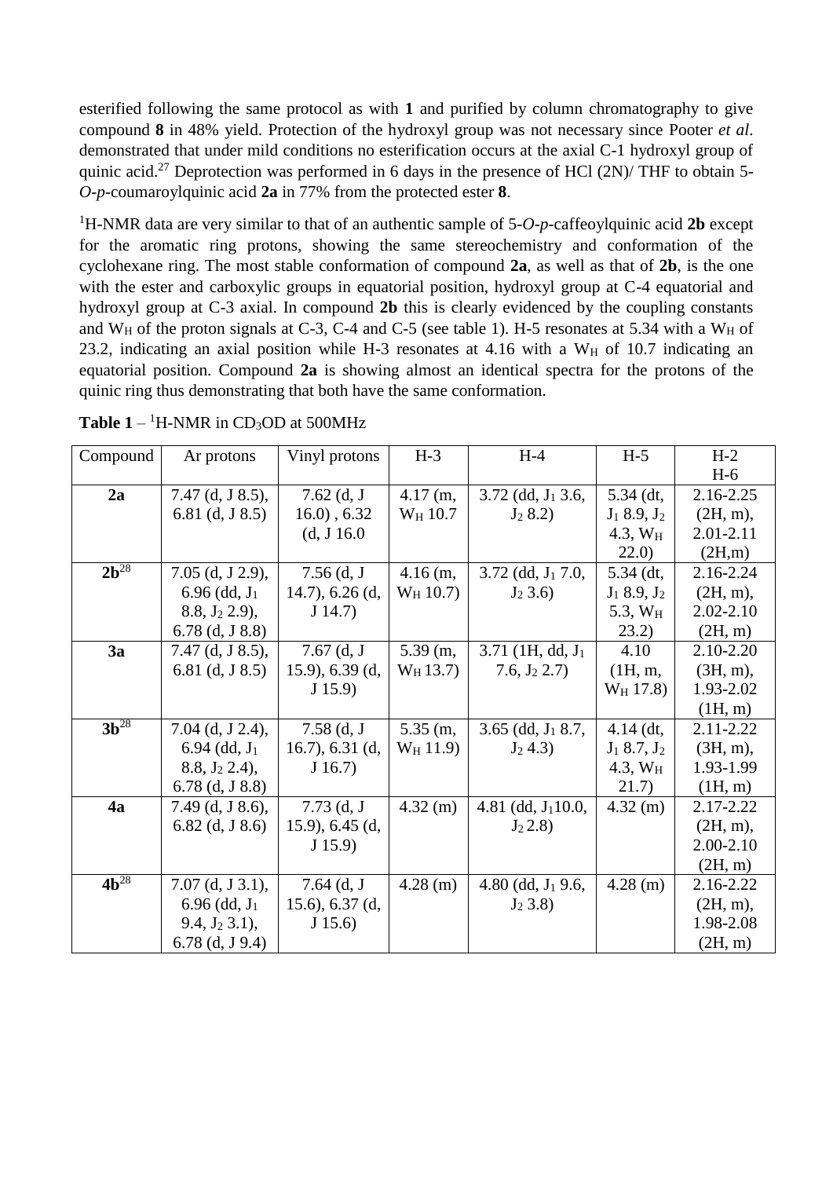esterified following the same protocol as with **1** and purified by column chromatography to give compound **8** in 48% yield. Protection of the hydroxyl group was not necessary since Pooter *et al*. demonstrated that under mild conditions no esterification occurs at the axial C-1 hydroxyl group of quinic acid.[27] Deprotection was performed in 6 days in the presence of HCl (2N)/ THF to obtain 5-*O*-*p*-coumaroylquinic acid **2a** in 77% from the protected ester **8**.

$^1$H-NMR data are very similar to that of an authentic sample of 5-*O*-*p*-caffeoylquinic acid **2b** except for the aromatic ring protons, showing the same stereochemistry and conformation of the cyclohexane ring. The most stable conformation of compound **2a**, as well as that of **2b**, is the one with the ester and carboxylic groups in equatorial position, hydroxyl group at C-4 equatorial and hydroxyl group at C-3 axial. In compound **2b** this is clearly evidenced by the coupling constants and $W_H$ of the proton signals at C-3, C-4 and C-5 (see table 1). H-5 resonates at 5.34 with a $W_H$ of 23.2, indicating an axial position while H-3 resonates at 4.16 with a $W_H$ of 10.7 indicating an equatorial position. Compound **2a** is showing almost an identical spectra for the protons of the quinic ring thus demonstrating that both have the same conformation.

**Table 1** – $^1$H-NMR in $CD_3OD$ at 500MHz

| Compound | Ar protons | Vinyl protons | H-3 | H-4 | H-5 | H-2 H-6 |
|---|---|---|---|---|---|---|
| **2a** | 7.47 (d, J 8.5), 6.81 (d, J 8.5) | 7.62 (d, J 16.0) , 6.32 (d, J 16.0 | 4.17 (m, $W_H$ 10.7 | 3.72 (dd, $J_1$ 3.6, $J_2$ 8.2) | 5.34 (dt, $J_1$ 8.9, $J_2$ 4.3, $W_H$ 22.0) | 2.16-2.25 (2H, m), 2.01-2.11 (2H,m) |
| **2b**[28] | 7.05 (d, J 2.9), 6.96 (dd, $J_1$ 8.8, $J_2$ 2.9), 6.78 (d, J 8.8) | 7.56 (d, J 14.7), 6.26 (d, J 14.7) | 4.16 (m, $W_H$ 10.7) | 3.72 (dd, $J_1$ 7.0, $J_2$ 3.6) | 5.34 (dt, $J_1$ 8.9, $J_2$ 5.3, $W_H$ 23.2) | 2.16-2.24 (2H, m), 2.02-2.10 (2H, m) |
| **3a** | 7.47 (d, J 8.5), 6.81 (d, J 8.5) | 7.67 (d, J 15.9), 6.39 (d, J 15.9) | 5.39 (m, $W_H$ 13.7) | 3.71 (1H, dd, $J_1$ 7.6, $J_2$ 2.7) | 4.10 (1H, m, $W_H$ 17.8) | 2.10-2.20 (3H, m), 1.93-2.02 (1H, m) |
| **3b**[28] | 7.04 (d, J 2.4), 6.94 (dd, $J_1$ 8.8, $J_2$ 2.4), 6.78 (d, J 8.8) | 7.58 (d, J 16.7), 6.31 (d, J 16.7) | 5.35 (m, $W_H$ 11.9) | 3.65 (dd, $J_1$ 8.7, $J_2$ 4.3) | 4.14 (dt, $J_1$ 8.7, $J_2$ 4.3, $W_H$ 21.7) | 2.11-2.22 (3H, m), 1.93-1.99 (1H, m) |
| **4a** | 7.49 (d, J 8.6), 6.82 (d, J 8.6) | 7.73 (d, J 15.9), 6.45 (d, J 15.9) | 4.32 (m) | 4.81 (dd, $J_1$10.0, $J_2$ 2.8) | 4.32 (m) | 2.17-2.22 (2H, m), 2.00-2.10 (2H, m) |
| **4b**[28] | 7.07 (d, J 3.1), 6.96 (dd, $J_1$ 9.4, $J_2$ 3.1), 6.78 (d, J 9.4) | 7.64 (d, J 15.6), 6.37 (d, J 15.6) | 4.28 (m) | 4.80 (dd, $J_1$ 9.6, $J_2$ 3.8) | 4.28 (m) | 2.16-2.22 (2H, m), 1.98-2.08 (2H, m) |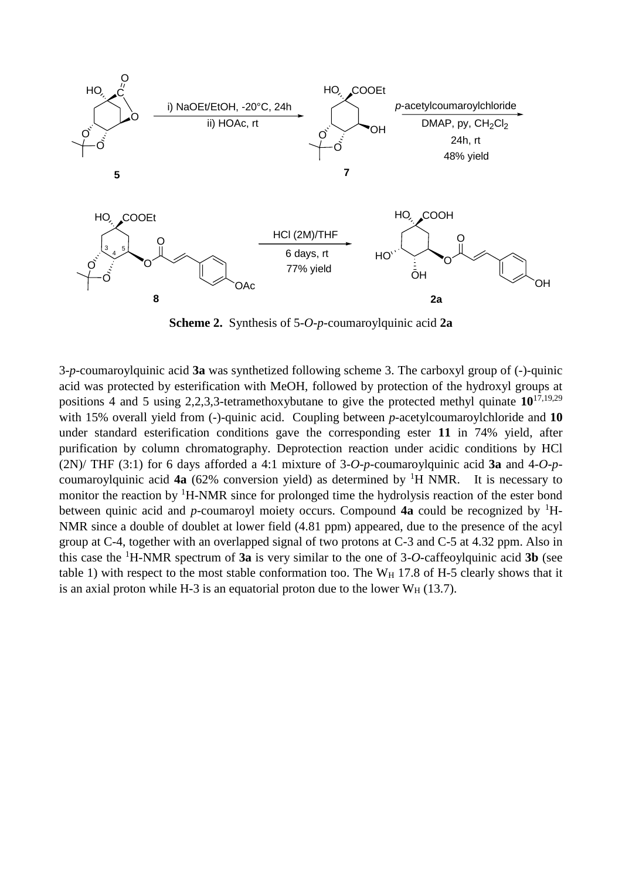**Scheme 2.** Synthesis of 5-*O*-*p*-coumaroylquinic acid **2a**

3-*p*-coumaroylquinic acid **3a** was synthetized following scheme 3. The carboxyl group of (-)-quinic acid was protected by esterification with MeOH, followed by protection of the hydroxyl groups at positions 4 and 5 using 2,2,3,3-tetramethoxybutane to give the protected methyl quinate **10**[17,19,29] with 15% overall yield from (-)-quinic acid. Coupling between *p*-acetylcoumaroylchloride and **10** under standard esterification conditions gave the corresponding ester **11** in 74% yield, after purification by column chromatography. Deprotection reaction under acidic conditions by HCl (2N)/ THF (3:1) for 6 days afforded a 4:1 mixture of 3-*O*-*p*-coumaroylquinic acid **3a** and 4-*O*-*p*-coumaroylquinic acid **4a** (62% conversion yield) as determined by $^1$H NMR. It is necessary to monitor the reaction by $^1$H-NMR since for prolonged time the hydrolysis reaction of the ester bond between quinic acid and *p*-coumaroyl moiety occurs. Compound **4a** could be recognized by $^1$H-NMR since a double of doublet at lower field (4.81 ppm) appeared, due to the presence of the acyl group at C-4, together with an overlapped signal of two protons at C-3 and C-5 at 4.32 ppm. Also in this case the $^1$H-NMR spectrum of **3a** is very similar to the one of 3-*O*-caffeoylquinic acid **3b** (see table 1) with respect to the most stable conformation too. The $W_H$ 17.8 of H-5 clearly shows that it is an axial proton while H-3 is an equatorial proton due to the lower $W_H$ (13.7).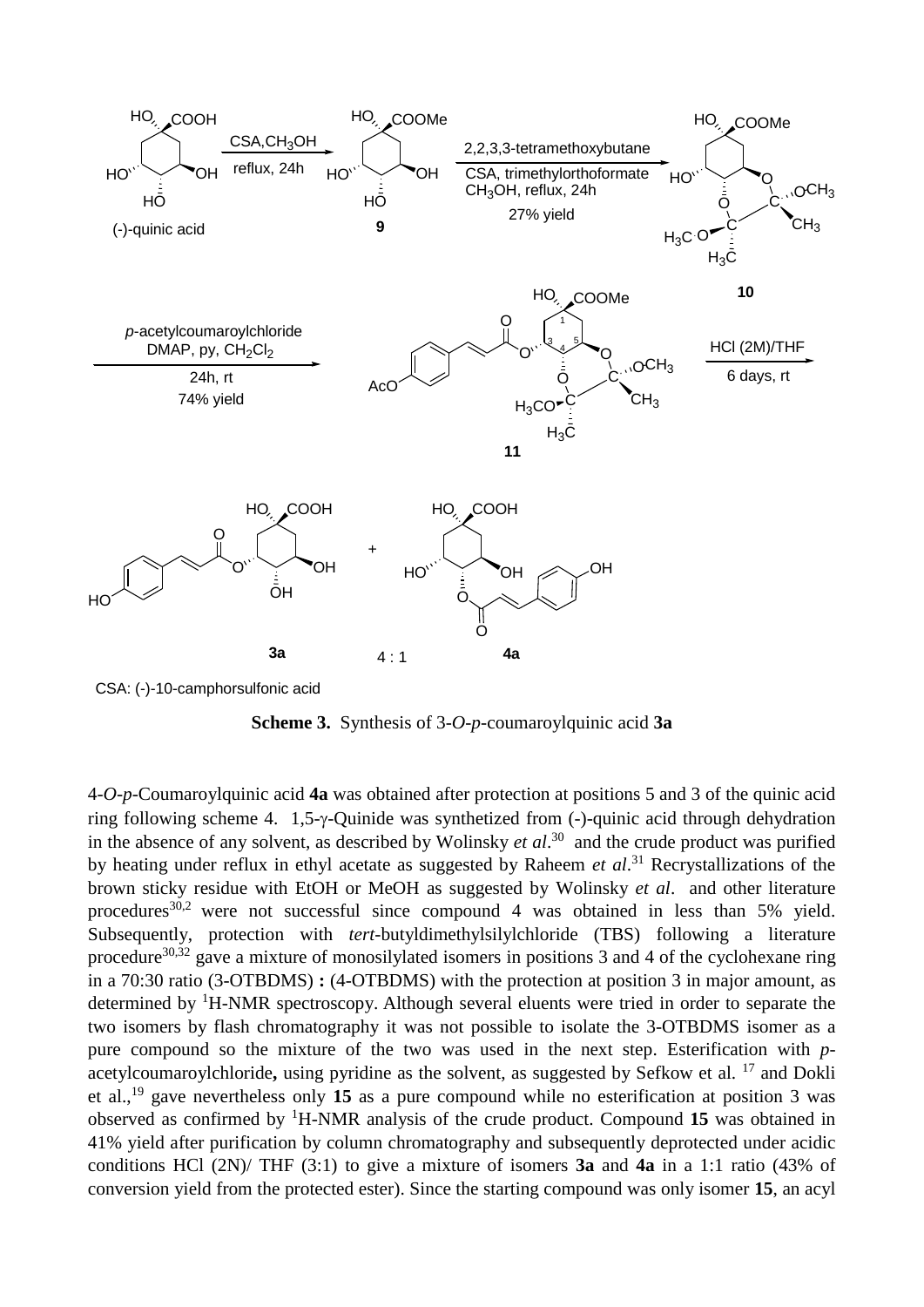CSA: (-)-10-camphorsulfonic acid

**Scheme 3.** Synthesis of 3-*O*-*p*-coumaroylquinic acid **3a**

4-*O*-*p*-Coumaroylquinic acid **4a** was obtained after protection at positions 5 and 3 of the quinic acid ring following scheme 4. 1,5-γ-Quinide was synthetized from (-)-quinic acid through dehydration in the absence of any solvent, as described by Wolinsky *et al*.[30] and the crude product was purified by heating under reflux in ethyl acetate as suggested by Raheem *et al*.[31] Recrystallizations of the brown sticky residue with EtOH or MeOH as suggested by Wolinsky *et al*. and other literature procedures[30,2] were not successful since compound 4 was obtained in less than 5% yield. Subsequently, protection with *tert*-butyldimethylsilylchloride (TBS) following a literature procedure[30,32] gave a mixture of monosilylated isomers in positions 3 and 4 of the cyclohexane ring in a 70:30 ratio (3-OTBDMS) **:** (4-OTBDMS) with the protection at position 3 in major amount, as determined by $^1$H-NMR spectroscopy. Although several eluents were tried in order to separate the two isomers by flash chromatography it was not possible to isolate the 3-OTBDMS isomer as a pure compound so the mixture of the two was used in the next step. Esterification with *p*-acetylcoumaroylchloride**,** using pyridine as the solvent, as suggested by Sefkow et al. [17] and Dokli et al.,[19] gave nevertheless only **15** as a pure compound while no esterification at position 3 was observed as confirmed by $^1$H-NMR analysis of the crude product. Compound **15** was obtained in 41% yield after purification by column chromatography and subsequently deprotected under acidic conditions HCl (2N)/ THF (3:1) to give a mixture of isomers **3a** and **4a** in a 1:1 ratio (43% of conversion yield from the protected ester). Since the starting compound was only isomer **15**, an acyl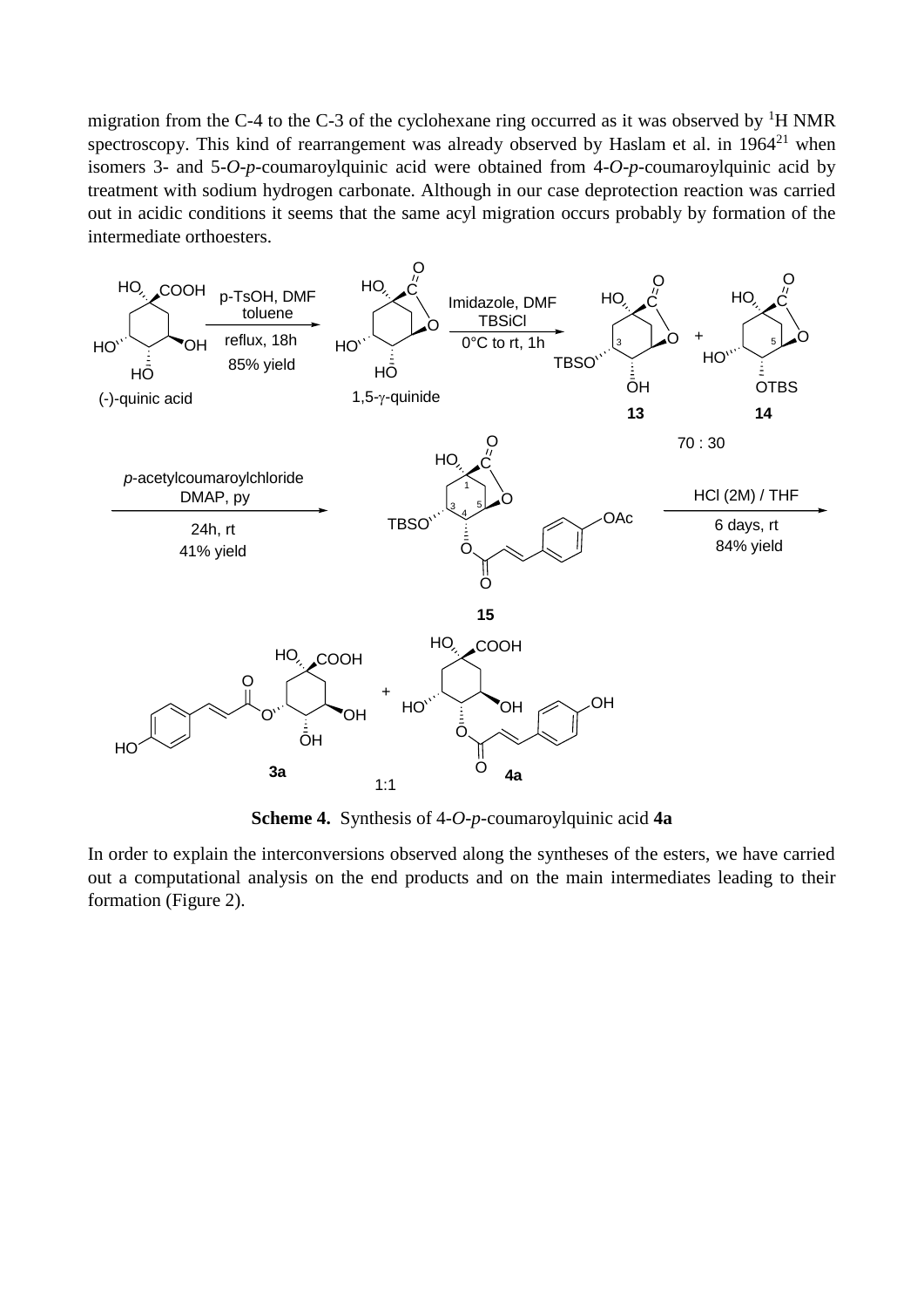migration from the C-4 to the C-3 of the cyclohexane ring occurred as it was observed by $^{1}$H NMR spectroscopy. This kind of rearrangement was already observed by Haslam et al. in 1964[21] when isomers 3- and 5-*O*-*p*-coumaroylquinic acid were obtained from 4-*O*-*p*-coumaroylquinic acid by treatment with sodium hydrogen carbonate. Although in our case deprotection reaction was carried out in acidic conditions it seems that the same acyl migration occurs probably by formation of the intermediate orthoesters.

**Scheme 4.** Synthesis of 4-*O*-*p*-coumaroylquinic acid **4a**

In order to explain the interconversions observed along the syntheses of the esters, we have carried out a computational analysis on the end products and on the main intermediates leading to their formation (Figure 2).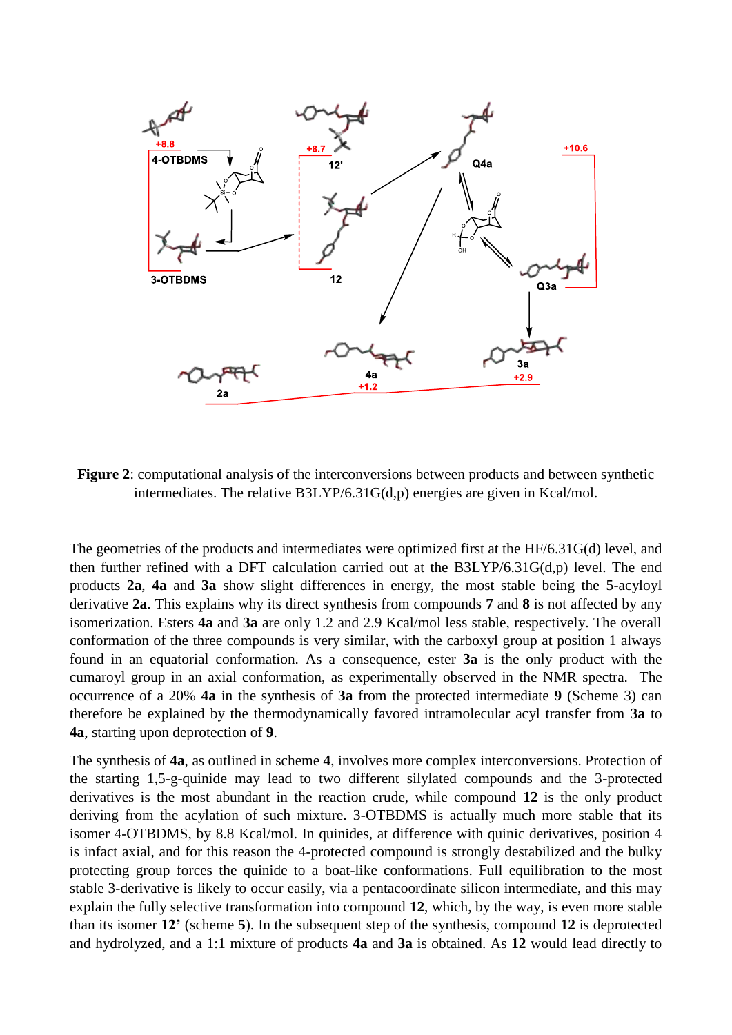**Figure 2**: computational analysis of the interconversions between products and between synthetic intermediates. The relative B3LYP/6.31G(d,p) energies are given in Kcal/mol.

The geometries of the products and intermediates were optimized first at the HF/6.31G(d) level, and then further refined with a DFT calculation carried out at the B3LYP/6.31G(d,p) level. The end products **2a**, **4a** and **3a** show slight differences in energy, the most stable being the 5-acyloyl derivative **2a**. This explains why its direct synthesis from compounds **7** and **8** is not affected by any isomerization. Esters **4a** and **3a** are only 1.2 and 2.9 Kcal/mol less stable, respectively. The overall conformation of the three compounds is very similar, with the carboxyl group at position 1 always found in an equatorial conformation. As a consequence, ester **3a** is the only product with the cumaroyl group in an axial conformation, as experimentally observed in the NMR spectra. The occurrence of a 20% **4a** in the synthesis of **3a** from the protected intermediate **9** (Scheme 3) can therefore be explained by the thermodynamically favored intramolecular acyl transfer from **3a** to **4a**, starting upon deprotection of **9**.

The synthesis of **4a**, as outlined in scheme **4**, involves more complex interconversions. Protection of the starting 1,5-g-quinide may lead to two different silylated compounds and the 3-protected derivatives is the most abundant in the reaction crude, while compound **12** is the only product deriving from the acylation of such mixture. 3-OTBDMS is actually much more stable that its isomer 4-OTBDMS, by 8.8 Kcal/mol. In quinides, at difference with quinic derivatives, position 4 is infact axial, and for this reason the 4-protected compound is strongly destabilized and the bulky protecting group forces the quinide to a boat-like conformations. Full equilibration to the most stable 3-derivative is likely to occur easily, via a pentacoordinate silicon intermediate, and this may explain the fully selective transformation into compound **12**, which, by the way, is even more stable than its isomer **12'** (scheme **5**). In the subsequent step of the synthesis, compound **12** is deprotected and hydrolyzed, and a 1:1 mixture of products **4a** and **3a** is obtained. As **12** would lead directly to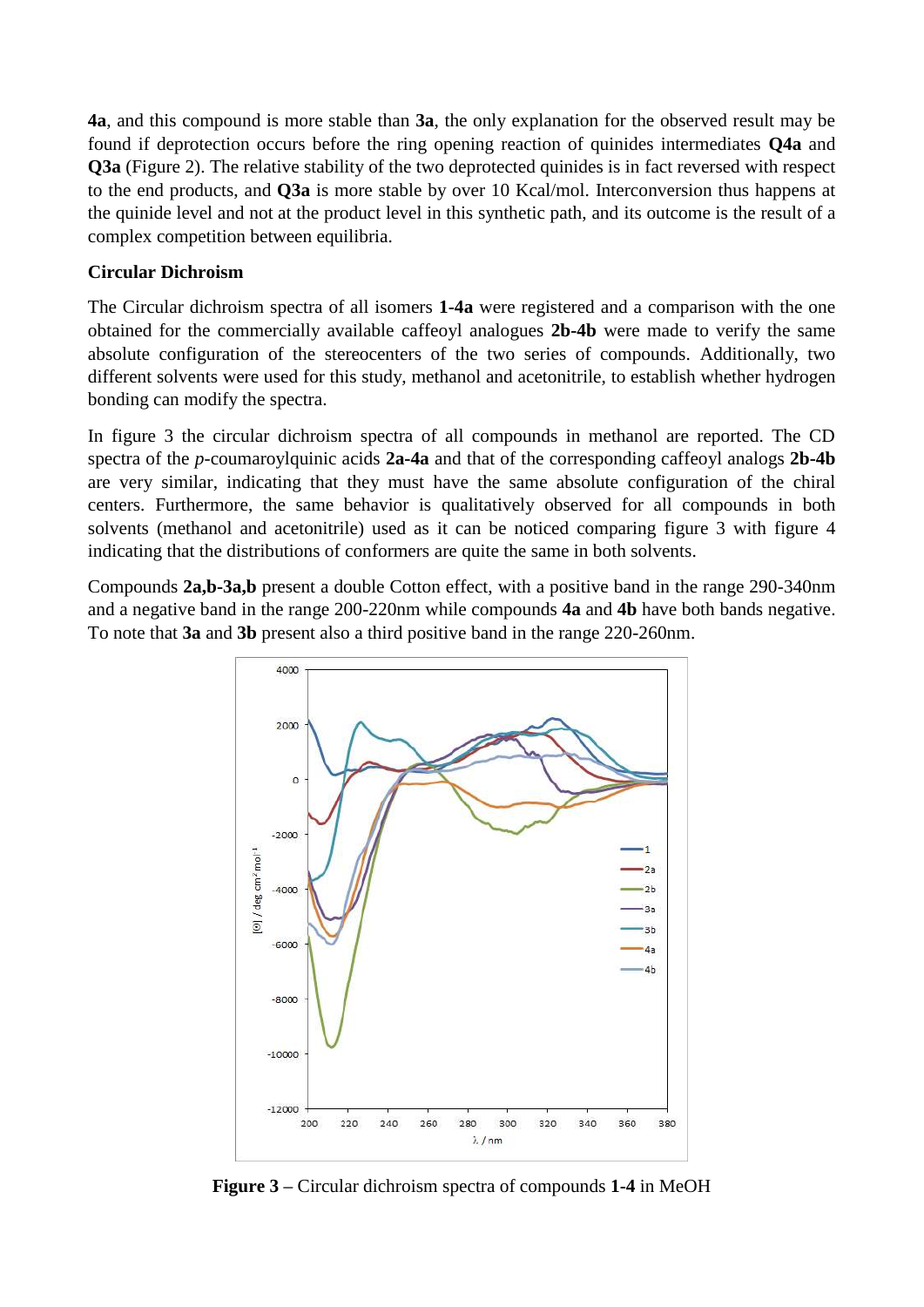**4a**, and this compound is more stable than **3a**, the only explanation for the observed result may be found if deprotection occurs before the ring opening reaction of quinides intermediates **Q4a** and **Q3a** (Figure 2). The relative stability of the two deprotected quinides is in fact reversed with respect to the end products, and **Q3a** is more stable by over 10 Kcal/mol. Interconversion thus happens at the quinide level and not at the product level in this synthetic path, and its outcome is the result of a complex competition between equilibria.

**Circular Dichroism**

The Circular dichroism spectra of all isomers **1-4a** were registered and a comparison with the one obtained for the commercially available caffeoyl analogues **2b-4b** were made to verify the same absolute configuration of the stereocenters of the two series of compounds. Additionally, two different solvents were used for this study, methanol and acetonitrile, to establish whether hydrogen bonding can modify the spectra.

In figure 3 the circular dichroism spectra of all compounds in methanol are reported. The CD spectra of the *p*-coumaroylquinic acids **2a-4a** and that of the corresponding caffeoyl analogs **2b-4b** are very similar, indicating that they must have the same absolute configuration of the chiral centers. Furthermore, the same behavior is qualitatively observed for all compounds in both solvents (methanol and acetonitrile) used as it can be noticed comparing figure 3 with figure 4 indicating that the distributions of conformers are quite the same in both solvents.

Compounds **2a,b-3a,b** present a double Cotton effect, with a positive band in the range 290-340nm and a negative band in the range 200-220nm while compounds **4a** and **4b** have both bands negative. To note that **3a** and **3b** present also a third positive band in the range 220-260nm.

**Figure 3 –** Circular dichroism spectra of compounds **1-4** in MeOH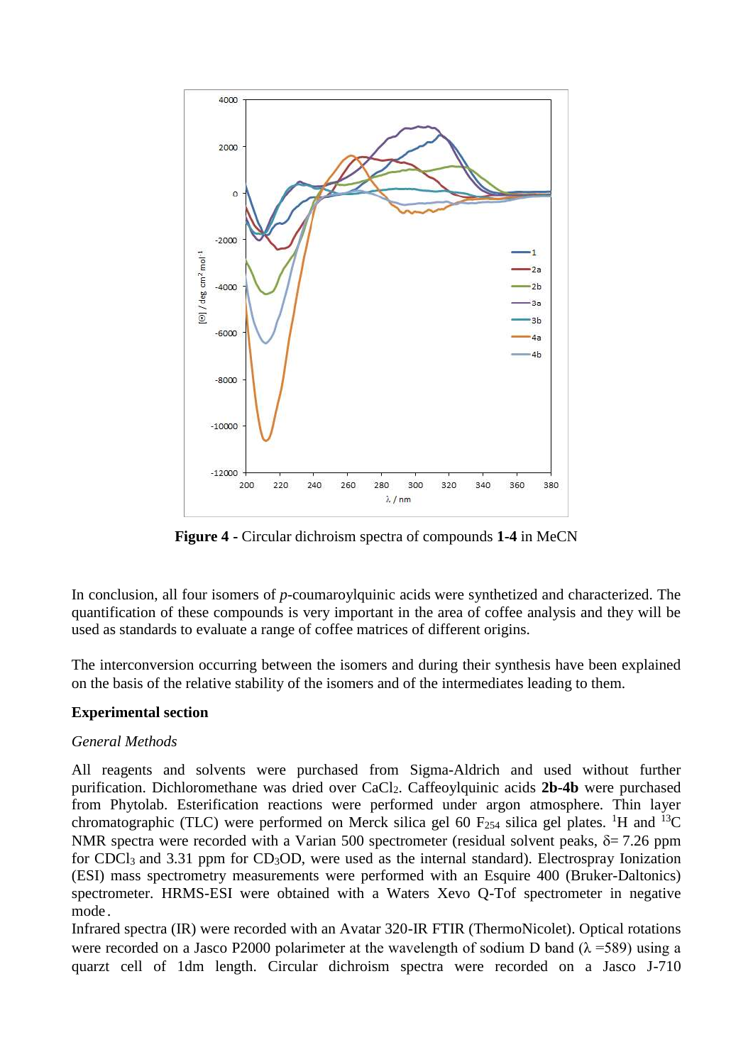**Figure 4** - Circular dichroism spectra of compounds **1-4** in MeCN

In conclusion, all four isomers of *p*-coumaroylquinic acids were synthetized and characterized. The quantification of these compounds is very important in the area of coffee analysis and they will be used as standards to evaluate a range of coffee matrices of different origins.

The interconversion occurring between the isomers and during their synthesis have been explained on the basis of the relative stability of the isomers and of the intermediates leading to them.

**Experimental section**

*General Methods*

All reagents and solvents were purchased from Sigma-Aldrich and used without further purification. Dichloromethane was dried over $CaCl_2$. Caffeoylquinic acids **2b-4b** were purchased from Phytolab. Esterification reactions were performed under argon atmosphere. Thin layer chromatographic (TLC) were performed on Merck silica gel 60 $F_{254}$ silica gel plates. $^1$H and $^{13}$C NMR spectra were recorded with a Varian 500 spectrometer (residual solvent peaks, δ= 7.26 ppm for $CDCl_3$ and 3.31 ppm for $CD_3OD$, were used as the internal standard). Electrospray Ionization (ESI) mass spectrometry measurements were performed with an Esquire 400 (Bruker-Daltonics) spectrometer. HRMS-ESI were obtained with a Waters Xevo Q-Tof spectrometer in negative mode.

Infrared spectra (IR) were recorded with an Avatar 320-IR FTIR (ThermoNicolet). Optical rotations were recorded on a Jasco P2000 polarimeter at the wavelength of sodium D band (λ =589) using a quarzt cell of 1dm length. Circular dichroism spectra were recorded on a Jasco J-710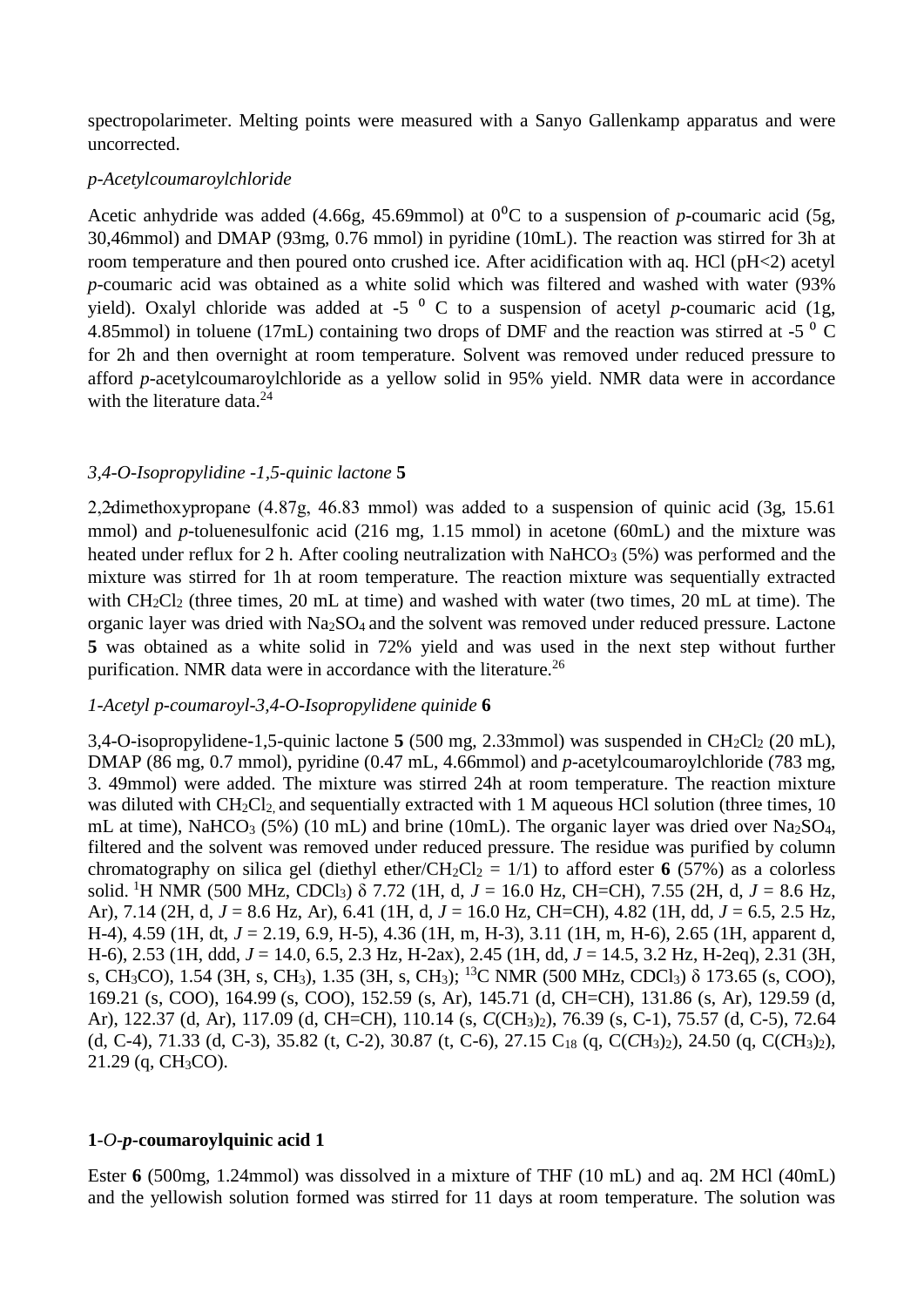spectropolarimeter. Melting points were measured with a Sanyo Gallenkamp apparatus and were uncorrected.

*p-Acetylcoumaroylchloride*

Acetic anhydride was added (4.66g, 45.69mmol) at $0^0$C to a suspension of *p*-coumaric acid (5g, 30,46mmol) and DMAP (93mg, 0.76 mmol) in pyridine (10mL). The reaction was stirred for 3h at room temperature and then poured onto crushed ice. After acidification with aq. HCl (pH<2) acetyl *p*-coumaric acid was obtained as a white solid which was filtered and washed with water (93% yield). Oxalyl chloride was added at -5 $^0$ C to a suspension of acetyl *p*-coumaric acid (1g, 4.85mmol) in toluene (17mL) containing two drops of DMF and the reaction was stirred at -5 $^0$ C for 2h and then overnight at room temperature. Solvent was removed under reduced pressure to afford *p*-acetylcoumaroylchloride as a yellow solid in 95% yield. NMR data were in accordance with the literature data.[24]

*3,4-O-Isopropylidine -1,5-quinic lactone* **5**

2,2dimethoxypropane (4.87g, 46.83 mmol) was added to a suspension of quinic acid (3g, 15.61 mmol) and *p*-toluenesulfonic acid (216 mg, 1.15 mmol) in acetone (60mL) and the mixture was heated under reflux for 2 h. After cooling neutralization with $NaHCO_3$ (5%) was performed and the mixture was stirred for 1h at room temperature. The reaction mixture was sequentially extracted with $CH_2Cl_2$ (three times, 20 mL at time) and washed with water (two times, 20 mL at time). The organic layer was dried with $Na_2SO_4$ and the solvent was removed under reduced pressure. Lactone **5** was obtained as a white solid in 72% yield and was used in the next step without further purification. NMR data were in accordance with the literature.[26]

*1-Acetyl p-coumaroyl-3,4-O-Isopropylidene quinide* **6**

3,4-O-isopropylidene-1,5-quinic lactone **5** (500 mg, 2.33mmol) was suspended in $CH_2Cl_2$ (20 mL), DMAP (86 mg, 0.7 mmol), pyridine (0.47 mL, 4.66mmol) and *p*-acetylcoumaroylchloride (783 mg, 3. 49mmol) were added. The mixture was stirred 24h at room temperature. The reaction mixture was diluted with $CH_2Cl_2$, and sequentially extracted with 1 M aqueous HCl solution (three times, 10 mL at time), $NaHCO_3$ (5%) (10 mL) and brine (10mL). The organic layer was dried over $Na_2SO_4$, filtered and the solvent was removed under reduced pressure. The residue was purified by column chromatography on silica gel (diethyl ether/$CH_2Cl_2$ = 1/1) to afford ester **6** (57%) as a colorless solid. $^1$H NMR (500 MHz, $CDCl_3$) δ 7.72 (1H, d, *J* = 16.0 Hz, CH=CH), 7.55 (2H, d, *J* = 8.6 Hz, Ar), 7.14 (2H, d, *J* = 8.6 Hz, Ar), 6.41 (1H, d, *J* = 16.0 Hz, CH=CH), 4.82 (1H, dd, *J* = 6.5, 2.5 Hz, H-4), 4.59 (1H, dt, *J* = 2.19, 6.9, H-5), 4.36 (1H, m, H-3), 3.11 (1H, m, H-6), 2.65 (1H, apparent d, H-6), 2.53 (1H, ddd, *J* = 14.0, 6.5, 2.3 Hz, H-2ax), 2.45 (1H, dd, *J* = 14.5, 3.2 Hz, H-2eq), 2.31 (3H, s, $CH_3CO$), 1.54 (3H, s, $CH_3$), 1.35 (3H, s, $CH_3$); $^{13}$C NMR (500 MHz, $CDCl_3$) δ 173.65 (s, COO), 169.21 (s, COO), 164.99 (s, COO), 152.59 (s, Ar), 145.71 (d, CH=CH), 131.86 (s, Ar), 129.59 (d, Ar), 122.37 (d, Ar), 117.09 (d, CH=CH), 110.14 (s, *C*($CH_3$)$_2$), 76.39 (s, C-1), 75.57 (d, C-5), 72.64 (d, C-4), 71.33 (d, C-3), 35.82 (t, C-2), 30.87 (t, C-6), 27.15 $C_{18}$ (q, C(*C*$H_3$)$_2$), 24.50 (q, C(*C*$H_3$)$_2$), 21.29 (q, $CH_3CO$).

**1-*O*-*p*-coumaroylquinic acid 1**

Ester **6** (500mg, 1.24mmol) was dissolved in a mixture of THF (10 mL) and aq. 2M HCl (40mL) and the yellowish solution formed was stirred for 11 days at room temperature. The solution was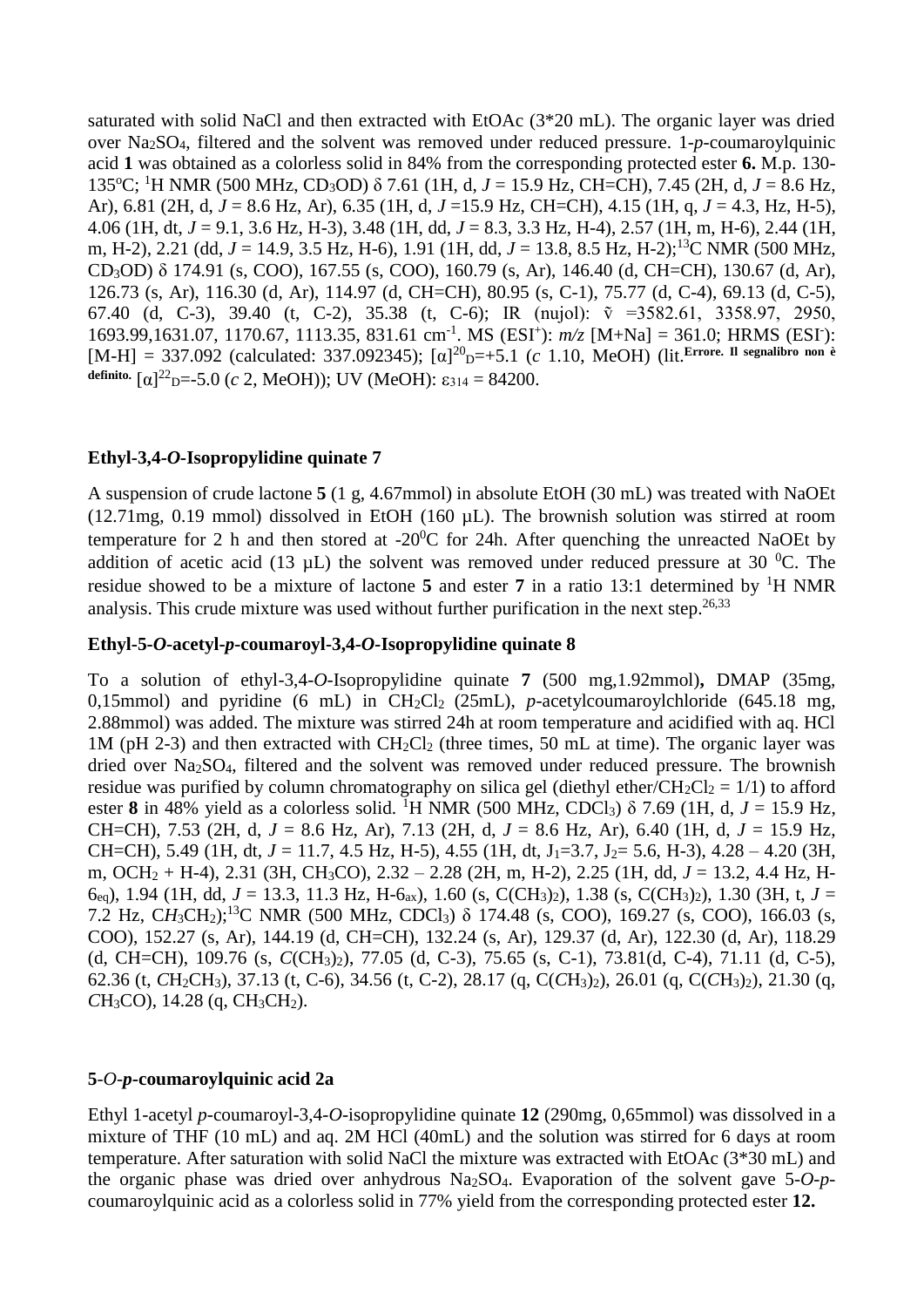saturated with solid NaCl and then extracted with EtOAc (3*20 mL). The organic layer was dried over $Na_2SO_4$, filtered and the solvent was removed under reduced pressure. 1-*p*-coumaroylquinic acid **1** was obtained as a colorless solid in 84% from the corresponding protected ester **6.** M.p. 130-135$^o$C; $^1$H NMR (500 MHz, $CD_3OD$) δ 7.61 (1H, d, *J* = 15.9 Hz, CH=CH), 7.45 (2H, d, *J* = 8.6 Hz, Ar), 6.81 (2H, d, *J* = 8.6 Hz, Ar), 6.35 (1H, d, *J* =15.9 Hz, CH=CH), 4.15 (1H, q, *J* = 4.3, Hz, H-5), 4.06 (1H, dt, *J* = 9.1, 3.6 Hz, H-3), 3.48 (1H, dd, *J* = 8.3, 3.3 Hz, H-4), 2.57 (1H, m, H-6), 2.44 (1H, m, H-2), 2.21 (dd, *J* = 14.9, 3.5 Hz, H-6), 1.91 (1H, dd, *J* = 13.8, 8.5 Hz, H-2);$^{13}$C NMR (500 MHz, $CD_3OD$) δ 174.91 (s, COO), 167.55 (s, COO), 160.79 (s, Ar), 146.40 (d, CH=CH), 130.67 (d, Ar), 126.73 (s, Ar), 116.30 (d, Ar), 114.97 (d, CH=CH), 80.95 (s, C-1), 75.77 (d, C-4), 69.13 (d, C-5), 67.40 (d, C-3), 39.40 (t, C-2), 35.38 (t, C-6); IR (nujol): ṽ =3582.61, 3358.97, 2950, 1693.99,1631.07, 1170.67, 1113.35, 831.61 $cm^{-1}$. MS (ESI$^+$): *m/z* [M+Na] = 361.0; HRMS (ESI$^-$): [M-H] = 337.092 (calculated: 337.092345); $[\alpha]^{20}_D$=+5.1 (*c* 1.10, MeOH) (lit.**Errore. Il segnalibro non è definito.** $[\alpha]^{22}_D$=-5.0 (*c* 2, MeOH)); UV (MeOH): $\varepsilon_{314}$ = 84200.

### Ethyl-3,4-*O*-Isopropylidine quinate 7

A suspension of crude lactone **5** (1 g, 4.67mmol) in absolute EtOH (30 mL) was treated with NaOEt (12.71mg, 0.19 mmol) dissolved in EtOH (160 µL). The brownish solution was stirred at room temperature for 2 h and then stored at -20$^0$C for 24h. After quenching the unreacted NaOEt by addition of acetic acid (13 µL) the solvent was removed under reduced pressure at 30 $^0$C. The residue showed to be a mixture of lactone **5** and ester **7** in a ratio 13:1 determined by $^1$H NMR analysis. This crude mixture was used without further purification in the next step.[26,33]

### Ethyl-5-*O*-acetyl-*p*-coumaroyl-3,4-*O*-Isopropylidine quinate 8

To a solution of ethyl-3,4-*O*-Isopropylidine quinate **7** (500 mg,1.92mmol)**,** DMAP (35mg, 0,15mmol) and pyridine (6 mL) in $CH_2Cl_2$ (25mL), *p*-acetylcoumaroylchloride (645.18 mg, 2.88mmol) was added. The mixture was stirred 24h at room temperature and acidified with aq. HCl 1M (pH 2-3) and then extracted with $CH_2Cl_2$ (three times, 50 mL at time). The organic layer was dried over $Na_2SO_4$, filtered and the solvent was removed under reduced pressure. The brownish residue was purified by column chromatography on silica gel (diethyl ether/$CH_2Cl_2$ = 1/1) to afford ester **8** in 48% yield as a colorless solid. $^1$H NMR (500 MHz, $CDCl_3$) δ 7.69 (1H, d, *J* = 15.9 Hz, CH=CH), 7.53 (2H, d, *J* = 8.6 Hz, Ar), 7.13 (2H, d, *J* = 8.6 Hz, Ar), 6.40 (1H, d, *J* = 15.9 Hz, CH=CH), 5.49 (1H, dt, *J* = 11.7, 4.5 Hz, H-5), 4.55 (1H, dt, $J_1$=3.7, $J_2$= 5.6, H-3), 4.28 – 4.20 (3H, m, $OCH_2$ + H-4), 2.31 (3H, $CH_3CO$), 2.32 – 2.28 (2H, m, H-2), 2.25 (1H, dd, *J* = 13.2, 4.4 Hz, H-$6_{eq}$), 1.94 (1H, dd, *J* = 13.3, 11.3 Hz, H-$6_{ax}$), 1.60 (s, $C(CH_3)_2$), 1.38 (s, $C(CH_3)_2$), 1.30 (3H, t, *J* = 7.2 Hz, $CH_3CH_2$);$^{13}$C NMR (500 MHz, $CDCl_3$) δ 174.48 (s, COO), 169.27 (s, COO), 166.03 (s, COO), 152.27 (s, Ar), 144.19 (d, CH=CH), 132.24 (s, Ar), 129.37 (d, Ar), 122.30 (d, Ar), 118.29 (d, CH=CH), 109.76 (s, $C(CH_3)_2$), 77.05 (d, C-3), 75.65 (s, C-1), 73.81(d, C-4), 71.11 (d, C-5), 62.36 (t, $CH_2CH_3$), 37.13 (t, C-6), 34.56 (t, C-2), 28.17 (q, $C(CH_3)_2$), 26.01 (q, $C(CH_3)_2$), 21.30 (q, $CH_3CO$), 14.28 (q, $CH_3CH_2$).

### 5-*O*-*p*-coumaroylquinic acid 2a

Ethyl 1-acetyl *p*-coumaroyl-3,4-*O*-isopropylidine quinate **12** (290mg, 0,65mmol) was dissolved in a mixture of THF (10 mL) and aq. 2M HCl (40mL) and the solution was stirred for 6 days at room temperature. After saturation with solid NaCl the mixture was extracted with EtOAc (3*30 mL) and the organic phase was dried over anhydrous $Na_2SO_4$. Evaporation of the solvent gave 5-*O*-*p*-coumaroylquinic acid as a colorless solid in 77% yield from the corresponding protected ester **12.**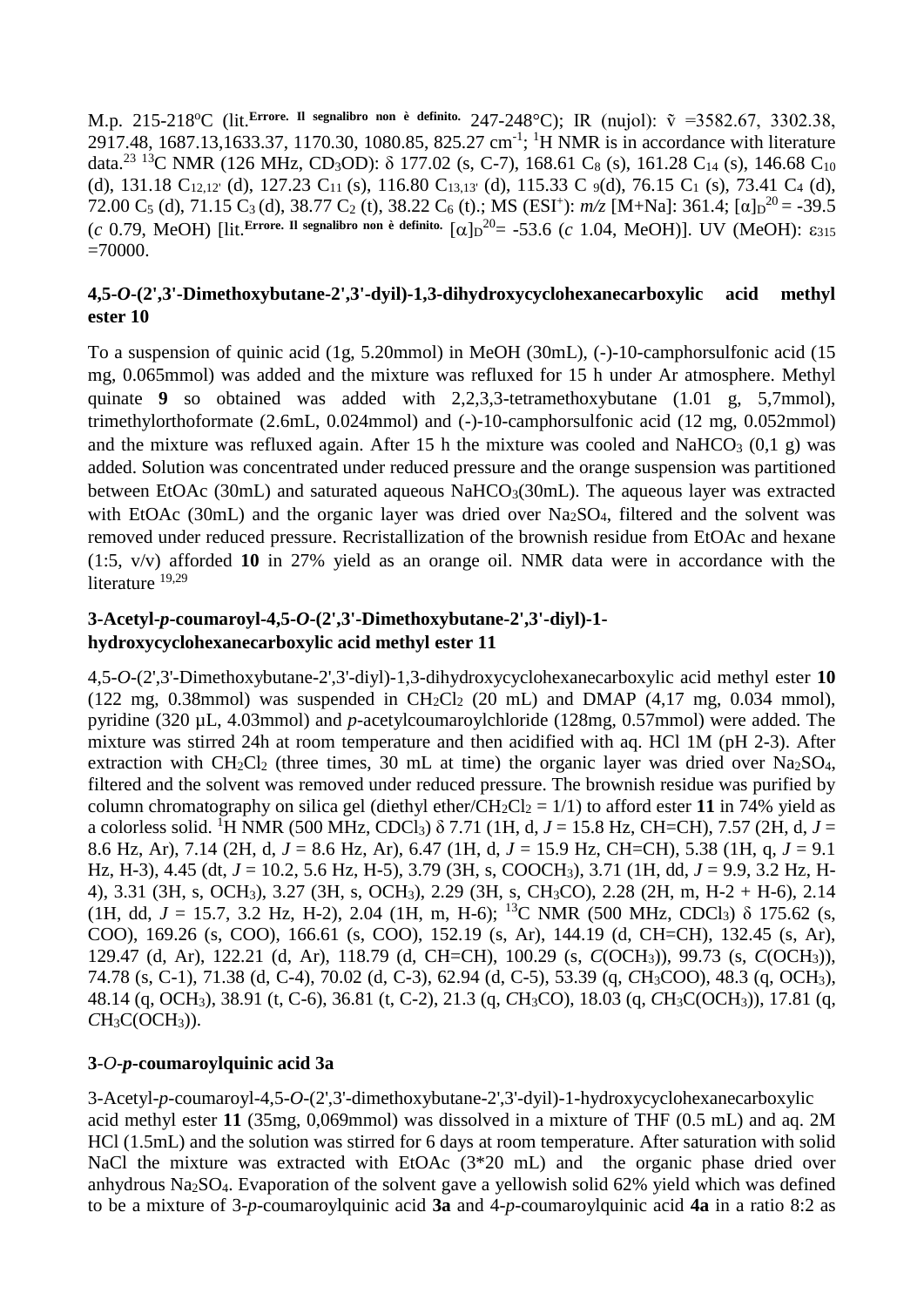M.p. 215-218ºC (lit.**Errore. Il segnalibro non è definito.** 247-248°C); IR (nujol): ṽ =3582.67, 3302.38, 2917.48, 1687.13,1633.37, 1170.30, 1080.85, 825.27 cm$^{-1}$; $^1$H NMR is in accordance with literature data.[23] $^{13}$C NMR (126 MHz, $CD_3OD$): δ 177.02 (s, C-7), 168.61 $C_8$ (s), 161.28 $C_{14}$ (s), 146.68 $C_{10}$ (d), 131.18 $C_{12,12'}$ (d), 127.23 $C_{11}$ (s), 116.80 $C_{13,13'}$ (d), 115.33 C $_9$(d), 76.15 $C_1$ (s), 73.41 $C_4$ (d), 72.00 $C_5$ (d), 71.15 $C_3$ (d), 38.77 $C_2$ (t), 38.22 $C_6$ (t).; MS (ESI$^+$): *m/z* [M+Na]: 361.4; $[\alpha]_D^{20}$ = -39.5 (*c* 0.79, MeOH) [lit.**Errore. Il segnalibro non è definito.** $[\alpha]_D^{20}$= -53.6 (*c* 1.04, MeOH)]. UV (MeOH): $\varepsilon_{315}$ =70000.

### 4,5-*O*-(2',3'-Dimethoxybutane-2',3'-dyil)-1,3-dihydroxycyclohexanecarboxylic acid methyl ester 10

To a suspension of quinic acid (1g, 5.20mmol) in MeOH (30mL), (-)-10-camphorsulfonic acid (15 mg, 0.065mmol) was added and the mixture was refluxed for 15 h under Ar atmosphere. Methyl quinate **9** so obtained was added with 2,2,3,3-tetramethoxybutane (1.01 g, 5,7mmol), trimethylorthoformate (2.6mL, 0.024mmol) and (-)-10-camphorsulfonic acid (12 mg, 0.052mmol) and the mixture was refluxed again. After 15 h the mixture was cooled and $NaHCO_3$ (0,1 g) was added. Solution was concentrated under reduced pressure and the orange suspension was partitioned between EtOAc (30mL) and saturated aqueous $NaHCO_3$(30mL). The aqueous layer was extracted with EtOAc (30mL) and the organic layer was dried over $Na_2SO_4$, filtered and the solvent was removed under reduced pressure. Recristallization of the brownish residue from EtOAc and hexane (1:5, v/v) afforded **10** in 27% yield as an orange oil. NMR data were in accordance with the literature [19,29]

### 3-Acetyl-*p*-coumaroyl-4,5-*O*-(2',3'-Dimethoxybutane-2',3'-diyl)-1-hydroxycyclohexanecarboxylic acid methyl ester 11

4,5-*O*-(2',3'-Dimethoxybutane-2',3'-diyl)-1,3-dihydroxycyclohexanecarboxylic acid methyl ester **10** (122 mg, 0.38mmol) was suspended in $CH_2Cl_2$ (20 mL) and DMAP (4,17 mg, 0.034 mmol), pyridine (320 µL, 4.03mmol) and *p*-acetylcoumaroylchloride (128mg, 0.57mmol) were added. The mixture was stirred 24h at room temperature and then acidified with aq. HCl 1M (pH 2-3). After extraction with $CH_2Cl_2$ (three times, 30 mL at time) the organic layer was dried over $Na_2SO_4$, filtered and the solvent was removed under reduced pressure. The brownish residue was purified by column chromatography on silica gel (diethyl ether/$CH_2Cl_2$ = 1/1) to afford ester **11** in 74% yield as a colorless solid. $^1$H NMR (500 MHz, $CDCl_3$) δ 7.71 (1H, d, *J* = 15.8 Hz, CH=CH), 7.57 (2H, d, *J* = 8.6 Hz, Ar), 7.14 (2H, d, *J* = 8.6 Hz, Ar), 6.47 (1H, d, *J* = 15.9 Hz, CH=CH), 5.38 (1H, q, *J* = 9.1 Hz, H-3), 4.45 (dt, *J* = 10.2, 5.6 Hz, H-5), 3.79 (3H, s, $COOCH_3$), 3.71 (1H, dd, *J* = 9.9, 3.2 Hz, H-4), 3.31 (3H, s, $OCH_3$), 3.27 (3H, s, $OCH_3$), 2.29 (3H, s, $CH_3CO$), 2.28 (2H, m, H-2 + H-6), 2.14 (1H, dd, *J* = 15.7, 3.2 Hz, H-2), 2.04 (1H, m, H-6); $^{13}$C NMR (500 MHz, $CDCl_3$) δ 175.62 (s, COO), 169.26 (s, COO), 166.61 (s, COO), 152.19 (s, Ar), 144.19 (d, CH=CH), 132.45 (s, Ar), 129.47 (d, Ar), 122.21 (d, Ar), 118.79 (d, CH=CH), 100.29 (s, *C*($OCH_3$)), 99.73 (s, *C*($OCH_3$)), 74.78 (s, C-1), 71.38 (d, C-4), 70.02 (d, C-3), 62.94 (d, C-5), 53.39 (q, *C*$H_3$COO), 48.3 (q, $OCH_3$), 48.14 (q, $OCH_3$), 38.91 (t, C-6), 36.81 (t, C-2), 21.3 (q, *C*$H_3$CO), 18.03 (q, *C*$H_3$C($OCH_3$)), 17.81 (q, *C*$H_3$C($OCH_3$)).

### 3-*O*-*p*-coumaroylquinic acid 3a

3-Acetyl-*p*-coumaroyl-4,5-*O*-(2',3'-dimethoxybutane-2',3'-dyil)-1-hydroxycyclohexanecarboxylic acid methyl ester **11** (35mg, 0,069mmol) was dissolved in a mixture of THF (0.5 mL) and aq. 2M HCl (1.5mL) and the solution was stirred for 6 days at room temperature. After saturation with solid NaCl the mixture was extracted with EtOAc (3*20 mL) and the organic phase dried over anhydrous $Na_2SO_4$. Evaporation of the solvent gave a yellowish solid 62% yield which was defined to be a mixture of 3-*p*-coumaroylquinic acid **3a** and 4-*p*-coumaroylquinic acid **4a** in a ratio 8:2 as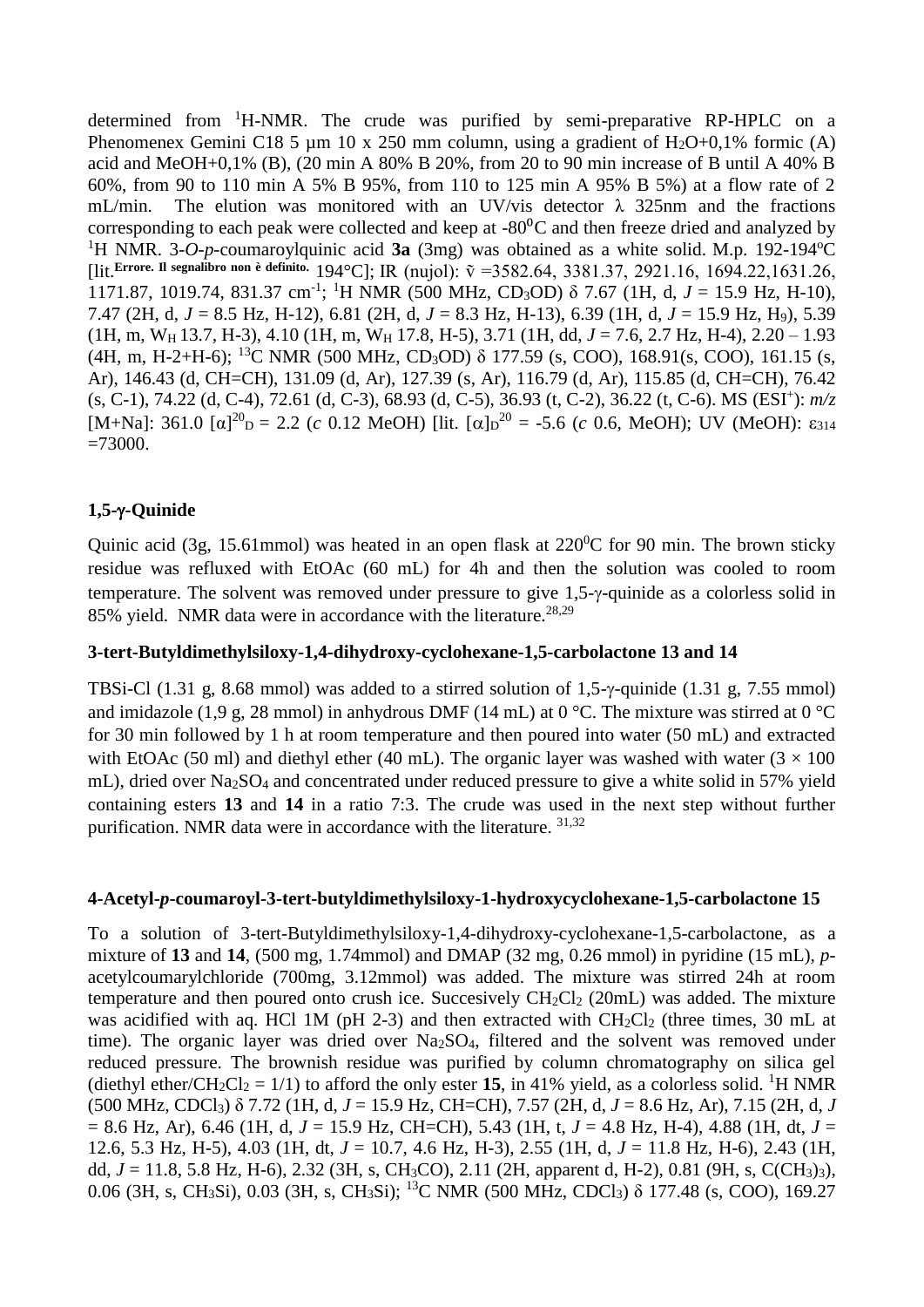determined from $^{1}$H-NMR. The crude was purified by semi-preparative RP-HPLC on a Phenomenex Gemini C18 5 µm 10 x 250 mm column, using a gradient of $H_2O$+0,1% formic (A) acid and MeOH+0,1% (B), (20 min A 80% B 20%, from 20 to 90 min increase of B until A 40% B 60%, from 90 to 110 min A 5% B 95%, from 110 to 125 min A 95% B 5%) at a flow rate of 2 mL/min. The elution was monitored with an UV/vis detector λ 325nm and the fractions corresponding to each peak were collected and keep at -80$^{0}$C and then freeze dried and analyzed by $^{1}$H NMR. 3-*O*-*p*-coumaroylquinic acid **3a** (3mg) was obtained as a white solid. M.p. 192-194$^{o}$C [lit.**Errore. Il segnalibro non è definito.** 194°C]; IR (nujol): ṽ =3582.64, 3381.37, 2921.16, 1694.22,1631.26, 1171.87, 1019.74, 831.37 cm$^{-1}$; $^{1}$H NMR (500 MHz, $CD_3OD$) δ 7.67 (1H, d, *J* = 15.9 Hz, H-10), 7.47 (2H, d, *J* = 8.5 Hz, H-12), 6.81 (2H, d, *J* = 8.3 Hz, H-13), 6.39 (1H, d, *J* = 15.9 Hz, $H_9$), 5.39 (1H, m, $W_H$ 13.7, H-3), 4.10 (1H, m, $W_H$ 17.8, H-5), 3.71 (1H, dd, *J* = 7.6, 2.7 Hz, H-4), 2.20 – 1.93 (4H, m, H-2+H-6); $^{13}$C NMR (500 MHz, $CD_3OD$) δ 177.59 (s, COO), 168.91(s, COO), 161.15 (s, Ar), 146.43 (d, CH=CH), 131.09 (d, Ar), 127.39 (s, Ar), 116.79 (d, Ar), 115.85 (d, CH=CH), 76.42 (s, C-1), 74.22 (d, C-4), 72.61 (d, C-3), 68.93 (d, C-5), 36.93 (t, C-2), 36.22 (t, C-6). MS (ESI$^{+}$): *m/z* [M+Na]: 361.0 $[\alpha]^{20}_{D}$ = 2.2 (*c* 0.12 MeOH) [lit. $[\alpha]_{D}^{20}$ = -5.6 (*c* 0.6, MeOH); UV (MeOH): $\varepsilon_{314}$ =73000.

### 1,5-γ-Quinide

Quinic acid (3g, 15.61mmol) was heated in an open flask at 220$^{0}$C for 90 min. The brown sticky residue was refluxed with EtOAc (60 mL) for 4h and then the solution was cooled to room temperature. The solvent was removed under pressure to give 1,5-γ-quinide as a colorless solid in 85% yield. NMR data were in accordance with the literature.[28,29]

### 3-tert-Butyldimethylsiloxy-1,4-dihydroxy-cyclohexane-1,5-carbolactone 13 and 14

TBSi-Cl (1.31 g, 8.68 mmol) was added to a stirred solution of 1,5-γ-quinide (1.31 g, 7.55 mmol) and imidazole (1,9 g, 28 mmol) in anhydrous DMF (14 mL) at 0 °C. The mixture was stirred at 0 °C for 30 min followed by 1 h at room temperature and then poured into water (50 mL) and extracted with EtOAc (50 ml) and diethyl ether (40 mL). The organic layer was washed with water (3 × 100 mL), dried over $Na_2SO_4$ and concentrated under reduced pressure to give a white solid in 57% yield containing esters **13** and **14** in a ratio 7:3. The crude was used in the next step without further purification. NMR data were in accordance with the literature. [31,32]

### 4-Acetyl-*p*-coumaroyl-3-tert-butyldimethylsiloxy-1-hydroxycyclohexane-1,5-carbolactone 15

To a solution of 3-tert-Butyldimethylsiloxy-1,4-dihydroxy-cyclohexane-1,5-carbolactone, as a mixture of **13** and **14**, (500 mg, 1.74mmol) and DMAP (32 mg, 0.26 mmol) in pyridine (15 mL), *p*-acetylcoumarylchloride (700mg, 3.12mmol) was added. The mixture was stirred 24h at room temperature and then poured onto crush ice. Succesively $CH_2Cl_2$ (20mL) was added. The mixture was acidified with aq. HCl 1M (pH 2-3) and then extracted with $CH_2Cl_2$ (three times, 30 mL at time). The organic layer was dried over $Na_2SO_4$, filtered and the solvent was removed under reduced pressure. The brownish residue was purified by column chromatography on silica gel (diethyl ether/$CH_2Cl_2$ = 1/1) to afford the only ester **15**, in 41% yield, as a colorless solid. $^{1}$H NMR (500 MHz, $CDCl_3$) δ 7.72 (1H, d, *J* = 15.9 Hz, CH=CH), 7.57 (2H, d, *J* = 8.6 Hz, Ar), 7.15 (2H, d, *J* = 8.6 Hz, Ar), 6.46 (1H, d, *J* = 15.9 Hz, CH=CH), 5.43 (1H, t, *J* = 4.8 Hz, H-4), 4.88 (1H, dt, *J* = 12.6, 5.3 Hz, H-5), 4.03 (1H, dt, *J* = 10.7, 4.6 Hz, H-3), 2.55 (1H, d, *J* = 11.8 Hz, H-6), 2.43 (1H, dd, *J* = 11.8, 5.8 Hz, H-6), 2.32 (3H, s, $CH_3CO$), 2.11 (2H, apparent d, H-2), 0.81 (9H, s, $C(CH_3)_3$), 0.06 (3H, s, $CH_3Si$), 0.03 (3H, s, $CH_3Si$); $^{13}$C NMR (500 MHz, $CDCl_3$) δ 177.48 (s, COO), 169.27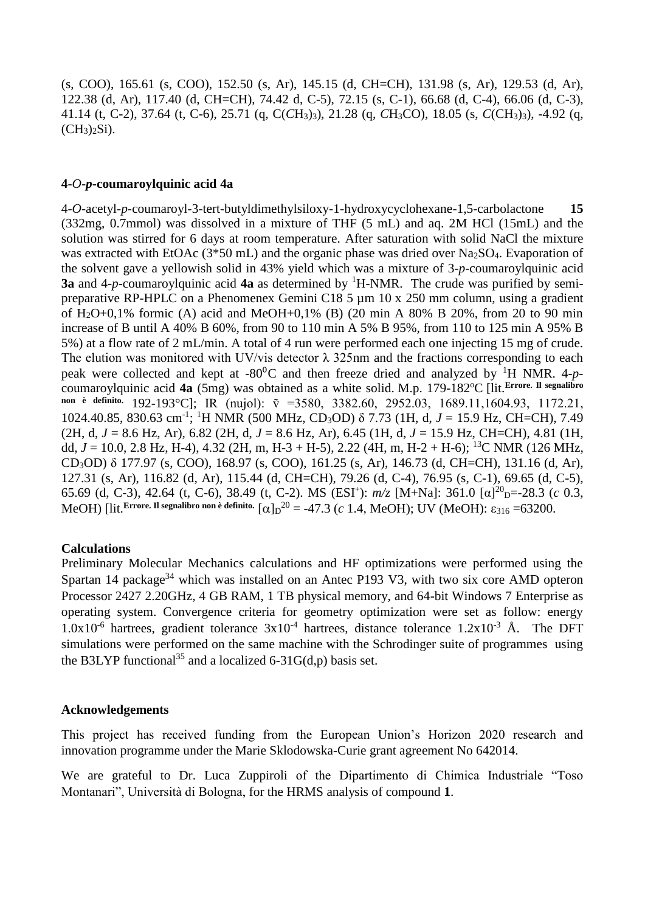(s, COO), 165.61 (s, COO), 152.50 (s, Ar), 145.15 (d, CH=CH), 131.98 (s, Ar), 129.53 (d, Ar), 122.38 (d, Ar), 117.40 (d, CH=CH), 74.42 d, C-5), 72.15 (s, C-1), 66.68 (d, C-4), 66.06 (d, C-3), 41.14 (t, C-2), 37.64 (t, C-6), 25.71 (q, C(*C*$H_3$)$_3$), 21.28 (q, *C*$H_3$CO), 18.05 (s, *C*($CH_3$)$_3$), -4.92 (q, $(CH_3)_2Si$).

#### 4-*O*-*p*-coumaroylquinic acid 4a

4-*O*-acetyl-*p*-coumaroyl-3-tert-butyldimethylsiloxy-1-hydroxycyclohexane-1,5-carbolactone **15** (332mg, 0.7mmol) was dissolved in a mixture of THF (5 mL) and aq. 2M HCl (15mL) and the solution was stirred for 6 days at room temperature. After saturation with solid NaCl the mixture was extracted with EtOAc (3*50 mL) and the organic phase was dried over $Na_2SO_4$. Evaporation of the solvent gave a yellowish solid in 43% yield which was a mixture of 3-*p*-coumaroylquinic acid **3a** and 4-*p*-coumaroylquinic acid **4a** as determined by $^1$H-NMR. The crude was purified by semi-preparative RP-HPLC on a Phenomenex Gemini C18 5 µm 10 x 250 mm column, using a gradient of $H_2O$+0,1% formic (A) acid and MeOH+0,1% (B) (20 min A 80% B 20%, from 20 to 90 min increase of B until A 40% B 60%, from 90 to 110 min A 5% B 95%, from 110 to 125 min A 95% B 5%) at a flow rate of 2 mL/min. A total of 4 run were performed each one injecting 15 mg of crude. The elution was monitored with UV/vis detector λ 325nm and the fractions corresponding to each peak were collected and kept at -80$^0$C and then freeze dried and analyzed by $^1$H NMR. 4-*p*-coumaroylquinic acid **4a** (5mg) was obtained as a white solid. M.p. 179-182$^o$C [lit.**Errore. Il segnalibro non è definito.** 192-193°C]; IR (nujol): ṽ =3580, 3382.60, 2952.03, 1689.11,1604.93, 1172.21, 1024.40.85, 830.63 cm$^{-1}$; $^1$H NMR (500 MHz, $CD_3OD$) δ 7.73 (1H, d, *J* = 15.9 Hz, CH=CH), 7.49 (2H, d, *J* = 8.6 Hz, Ar), 6.82 (2H, d, *J* = 8.6 Hz, Ar), 6.45 (1H, d, *J* = 15.9 Hz, CH=CH), 4.81 (1H, dd, *J* = 10.0, 2.8 Hz, H-4), 4.32 (2H, m, H-3 + H-5), 2.22 (4H, m, H-2 + H-6); $^{13}$C NMR (126 MHz, $CD_3OD$) δ 177.97 (s, COO), 168.97 (s, COO), 161.25 (s, Ar), 146.73 (d, CH=CH), 131.16 (d, Ar), 127.31 (s, Ar), 116.82 (d, Ar), 115.44 (d, CH=CH), 79.26 (d, C-4), 76.95 (s, C-1), 69.65 (d, C-5), 65.69 (d, C-3), 42.64 (t, C-6), 38.49 (t, C-2). MS (ESI$^+$): *m/z* [M+Na]: 361.0 $[\alpha]^{20}_D$=-28.3 (*c* 0.3, MeOH) [lit.**Errore. Il segnalibro non è definito.** $[\alpha]_D^{20}$ = -47.3 (*c* 1.4, MeOH); UV (MeOH): $\varepsilon_{316}$ =63200.

#### Calculations

Preliminary Molecular Mechanics calculations and HF optimizations were performed using the Spartan 14 package[34] which was installed on an Antec P193 V3, with two six core AMD opteron Processor 2427 2.20GHz, 4 GB RAM, 1 TB physical memory, and 64-bit Windows 7 Enterprise as operating system. Convergence criteria for geometry optimization were set as follow: energy $1.0 \times 10^{-6}$ hartrees, gradient tolerance $3 \times 10^{-4}$ hartrees, distance tolerance $1.2 \times 10^{-3}$ Å. The DFT simulations were performed on the same machine with the Schrodinger suite of programmes using the B3LYP functional[35] and a localized 6-31G(d,p) basis set.

#### Acknowledgements

This project has received funding from the European Union's Horizon 2020 research and innovation programme under the Marie Sklodowska-Curie grant agreement No 642014.

We are grateful to Dr. Luca Zuppiroli of the Dipartimento di Chimica Industriale "Toso Montanari", Università di Bologna, for the HRMS analysis of compound **1**.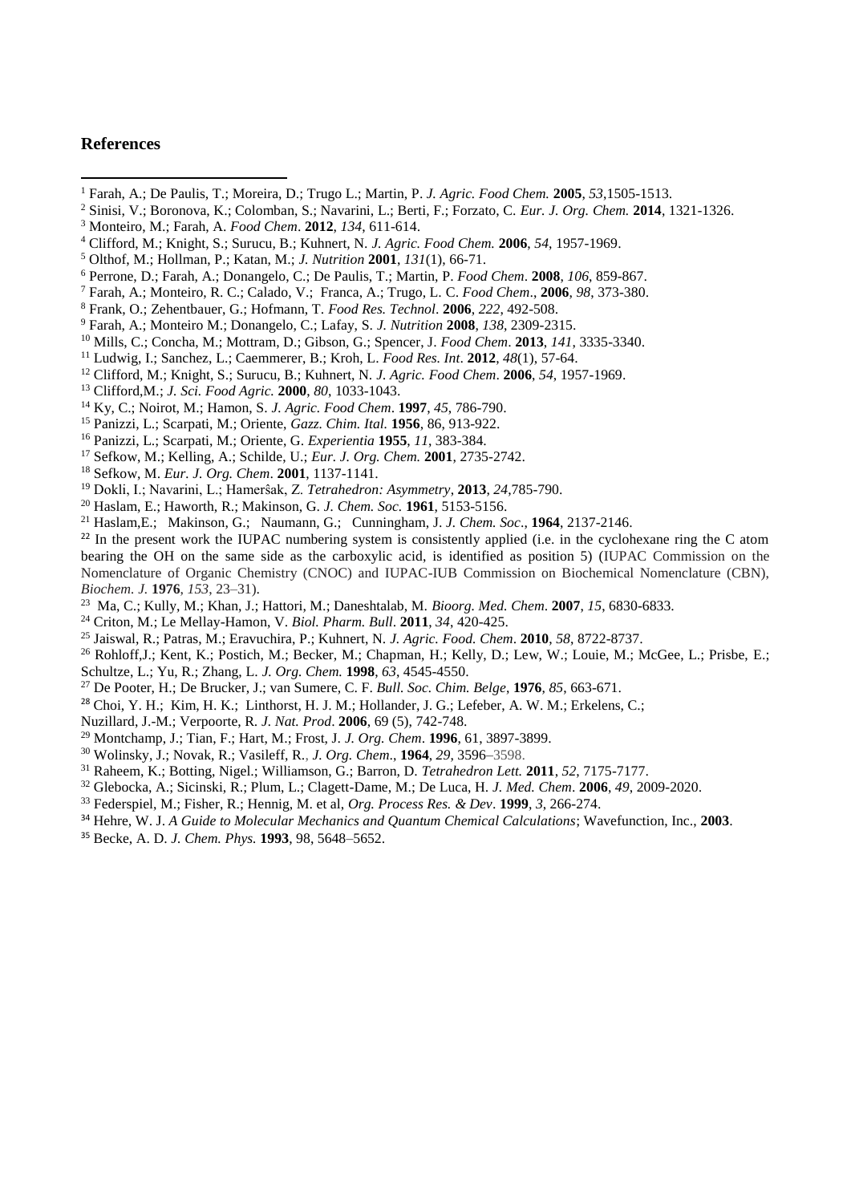# References

[1] Farah, A.; De Paulis, T.; Moreira, D.; Trugo L.; Martin, P. *J. Agric. Food Chem.* **2005**, *53*,1505-1513.

[2] Sinisi, V.; Boronova, K.; Colomban, S.; Navarini, L.; Berti, F.; Forzato, C. *Eur. J. Org. Chem.* **2014**, 1321-1326.

[3] Monteiro, M.; Farah, A. *Food Chem*. **2012**, *134*, 611-614.

[4] Clifford, M.; Knight, S.; Surucu, B.; Kuhnert, N. *J. Agric. Food Chem.* **2006**, *54*, 1957-1969.

[5] Olthof, M.; Hollman, P.; Katan, M.; *J. Nutrition* **2001**, *131*(1), 66-71.

[6] Perrone, D.; Farah, A.; Donangelo, C.; De Paulis, T.; Martin, P. *Food Chem*. **2008**, *106*, 859-867.

[7] Farah, A.; Monteiro, R. C.; Calado, V.; Franca, A.; Trugo, L. C. *Food Chem*., **2006**, *98*, 373-380.

[8] Frank, O.; Zehentbauer, G.; Hofmann, T. *Food Res. Technol*. **2006**, *222*, 492-508.

[9] Farah, A.; Monteiro M.; Donangelo, C.; Lafay, S. *J. Nutrition* **2008**, *138*, 2309-2315.

[10] Mills, C.; Concha, M.; Mottram, D.; Gibson, G.; Spencer, J. *Food Chem*. **2013**, *141*, 3335-3340.

[11] Ludwig, I.; Sanchez, L.; Caemmerer, B.; Kroh, L. *Food Res. Int*. **2012**, *48*(1), 57-64.

[12] Clifford, M.; Knight, S.; Surucu, B.; Kuhnert, N. *J. Agric. Food Chem*. **2006**, *54*, 1957-1969.

[13] Clifford,M.; *J. Sci. Food Agric.* **2000**, *80*, 1033-1043.

[14] Ky, C.; Noirot, M.; Hamon, S. *J. Agric. Food Chem*. **1997**, *45*, 786-790.

[15] Panizzi, L.; Scarpati, M.; Oriente, *Gazz. Chim. Ital.* **1956**, 86, 913-922.

[16] Panizzi, L.; Scarpati, M.; Oriente, G. *Experientia* **1955**, *11*, 383-384.

[17] Sefkow, M.; Kelling, A.; Schilde, U.; *Eur. J. Org. Chem.* **2001**, 2735-2742.

[18] Sefkow, M. *Eur. J. Org. Chem*. **2001**, 1137-1141.

[19] Dokli, I.; Navarini, L.; Hamerŝak, Z. *Tetrahedron: Asymmetry*, **2013**, *24*,785-790.

[20] Haslam, E.; Haworth, R.; Makinson, G. *J. Chem. Soc.* **1961**, 5153-5156.

[21] Haslam,E.; Makinson, G.; Naumann, G.; Cunningham, J. *J. Chem. Soc*., **1964**, 2137-2146.

[22] In the present work the IUPAC numbering system is consistently applied (i.e. in the cyclohexane ring the C atom bearing the OH on the same side as the carboxylic acid, is identified as position 5) (IUPAC Commission on the Nomenclature of Organic Chemistry (CNOC) and IUPAC-IUB Commission on Biochemical Nomenclature (CBN), *Biochem. J.* **1976**, *153*, 23–31).

[23] Ma, C.; Kully, M.; Khan, J.; Hattori, M.; Daneshtalab, M. *Bioorg. Med. Chem*. **2007**, *15*, 6830-6833.

[24] Criton, M.; Le Mellay-Hamon, V. *Biol. Pharm. Bull*. **2011**, *34*, 420-425.

[25] Jaiswal, R.; Patras, M.; Eravuchira, P.; Kuhnert, N. *J. Agric. Food. Chem*. **2010**, *58*, 8722-8737.

[26] Rohloff,J.; Kent, K.; Postich, M.; Becker, M.; Chapman, H.; Kelly, D.; Lew, W.; Louie, M.; McGee, L.; Prisbe, E.; Schultze, L.; Yu, R.; Zhang, L. *J. Org. Chem.* **1998**, *63*, 4545-4550.

[27] De Pooter, H.; De Brucker, J.; van Sumere, C. F. *Bull. Soc. Chim. Belge*, **1976**, *85*, 663-671.

[28] Choi, Y. H.; Kim, H. K.; Linthorst, H. J. M.; Hollander, J. G.; Lefeber, A. W. M.; Erkelens, C.; Nuzillard, J.-M.; Verpoorte, R. *J. Nat. Prod*. **2006**, 69 (5), 742-748.

[29] Montchamp, J.; Tian, F.; Hart, M.; Frost, J. *J. Org. Chem*. **1996**, 61, 3897-3899.

[30] Wolinsky, J.; Novak, R.; Vasileff, R., *J. Org. Chem*., **1964**, *29*, 3596–3598.

[31] Raheem, K.; Botting, Nigel.; Williamson, G.; Barron, D. *Tetrahedron Lett.* **2011**, *52*, 7175-7177.

[32] Glebocka, A.; Sicinski, R.; Plum, L.; Clagett-Dame, M.; De Luca, H. *J. Med. Chem*. **2006**, *49*, 2009-2020.

[33] Federspiel, M.; Fisher, R.; Hennig, M. et al, *Org. Process Res. & Dev*. **1999**, *3*, 266-274.

[34] Hehre, W. J. *A Guide to Molecular Mechanics and Quantum Chemical Calculations*; Wavefunction, Inc., **2003**.

[35] Becke, A. D. *J. Chem. Phys.* **1993**, 98, 5648–5652.